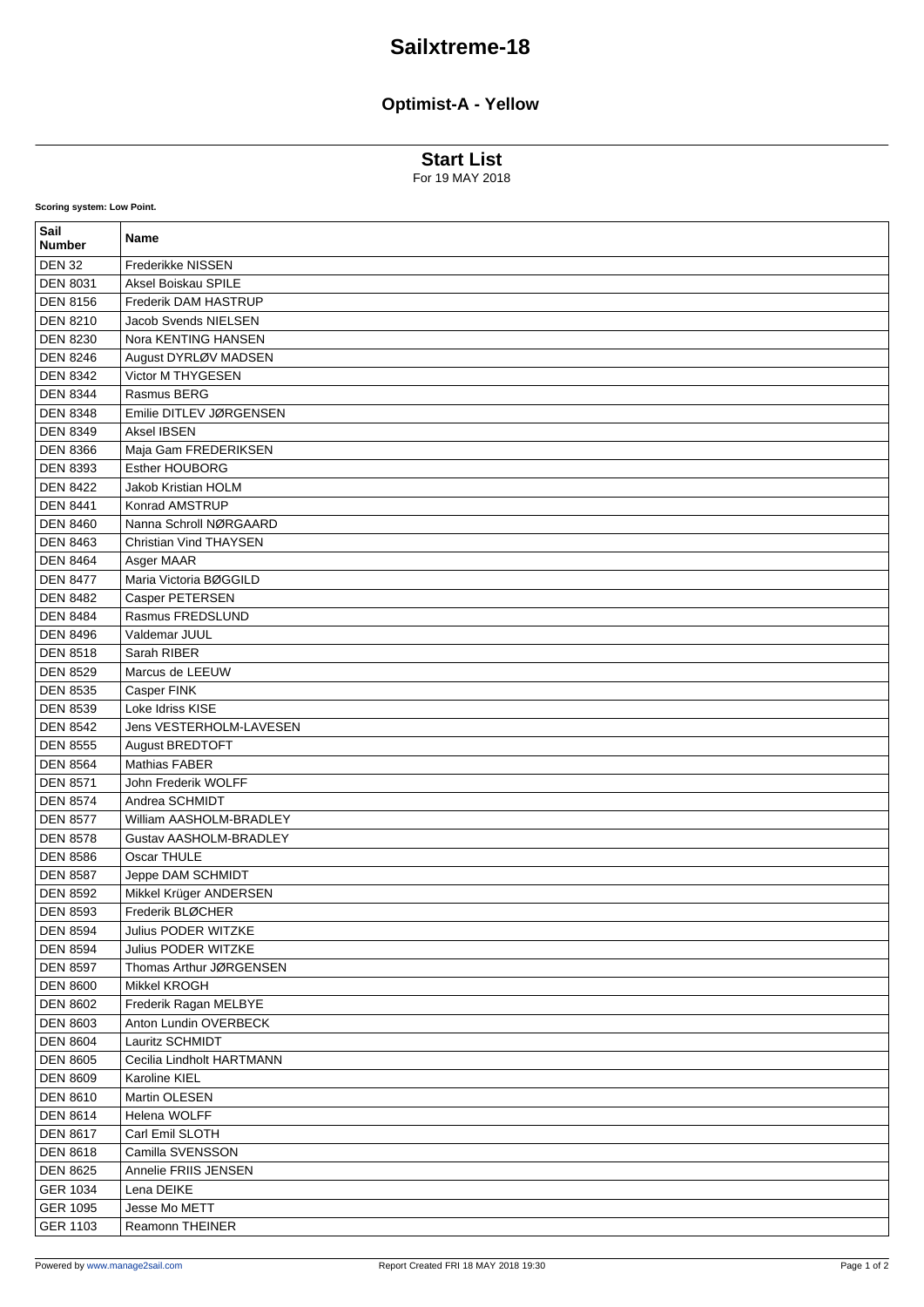# Sailxtreme-18

## Optimist-A - Yellow

### Start List

For 19 MAY 2018

**Scoring system: Low Point.**

| Sail Number | Name |
|---|---|
| DEN 32 | Frederikke NISSEN |
| DEN 8031 | Aksel Boiskau SPILE |
| DEN 8156 | Frederik DAM HASTRUP |
| DEN 8210 | Jacob Svends NIELSEN |
| DEN 8230 | Nora KENTING HANSEN |
| DEN 8246 | August DYRLØV MADSEN |
| DEN 8342 | Victor M THYGESEN |
| DEN 8344 | Rasmus BERG |
| DEN 8348 | Emilie DITLEV JØRGENSEN |
| DEN 8349 | Aksel IBSEN |
| DEN 8366 | Maja Gam FREDERIKSEN |
| DEN 8393 | Esther HOUBORG |
| DEN 8422 | Jakob Kristian HOLM |
| DEN 8441 | Konrad AMSTRUP |
| DEN 8460 | Nanna Schroll NØRGAARD |
| DEN 8463 | Christian Vind THAYSEN |
| DEN 8464 | Asger MAAR |
| DEN 8477 | Maria Victoria BØGGILD |
| DEN 8482 | Casper PETERSEN |
| DEN 8484 | Rasmus FREDSLUND |
| DEN 8496 | Valdemar JUUL |
| DEN 8518 | Sarah RIBER |
| DEN 8529 | Marcus de LEEUW |
| DEN 8535 | Casper FINK |
| DEN 8539 | Loke Idriss KISE |
| DEN 8542 | Jens VESTERHOLM-LAVESEN |
| DEN 8555 | August BREDTOFT |
| DEN 8564 | Mathias FABER |
| DEN 8571 | John Frederik WOLFF |
| DEN 8574 | Andrea SCHMIDT |
| DEN 8577 | William AASHOLM-BRADLEY |
| DEN 8578 | Gustav AASHOLM-BRADLEY |
| DEN 8586 | Oscar THULE |
| DEN 8587 | Jeppe DAM SCHMIDT |
| DEN 8592 | Mikkel Krüger ANDERSEN |
| DEN 8593 | Frederik BLØCHER |
| DEN 8594 | Julius PODER WITZKE |
| DEN 8594 | Julius PODER WITZKE |
| DEN 8597 | Thomas Arthur JØRGENSEN |
| DEN 8600 | Mikkel KROGH |
| DEN 8602 | Frederik Ragan MELBYE |
| DEN 8603 | Anton Lundin OVERBECK |
| DEN 8604 | Lauritz SCHMIDT |
| DEN 8605 | Cecilia Lindholt HARTMANN |
| DEN 8609 | Karoline KIEL |
| DEN 8610 | Martin OLESEN |
| DEN 8614 | Helena WOLFF |
| DEN 8617 | Carl Emil SLOTH |
| DEN 8618 | Camilla SVENSSON |
| DEN 8625 | Annelie FRIIS JENSEN |
| GER 1034 | Lena DEIKE |
| GER 1095 | Jesse Mo METT |
| GER 1103 | Reamonn THEINER |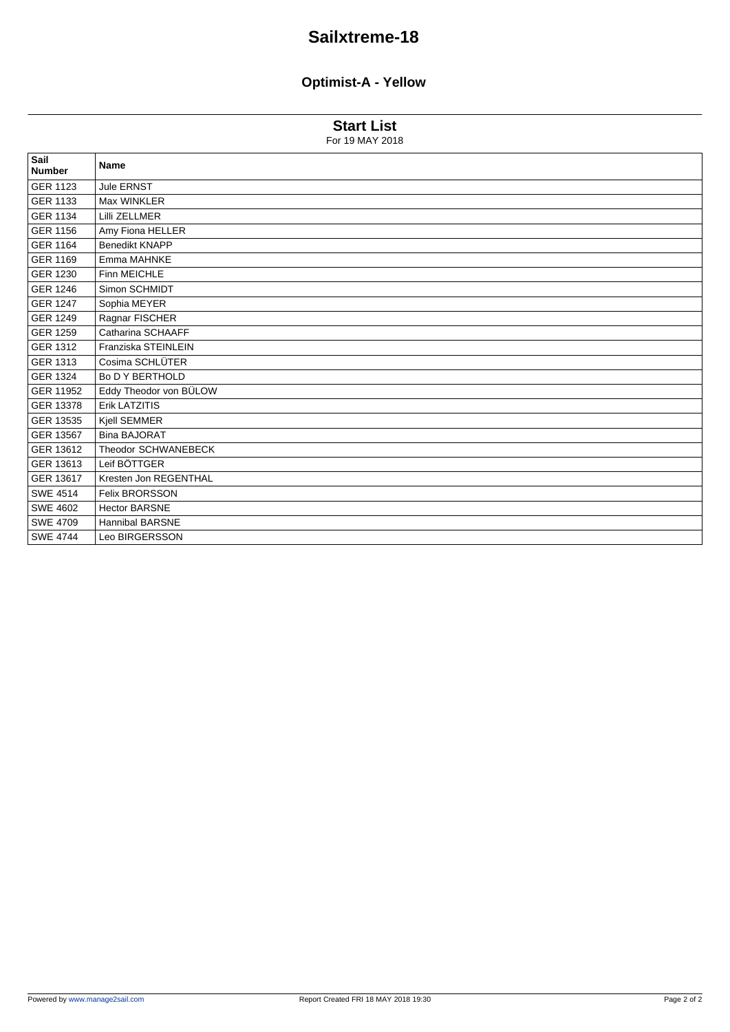# Sailxtreme-18

## Optimist-A - Yellow

### Start List

For 19 MAY 2018

| Sail Number | Name |
|---|---|
| GER 1123 | Jule ERNST |
| GER 1133 | Max WINKLER |
| GER 1134 | Lilli ZELLMER |
| GER 1156 | Amy Fiona HELLER |
| GER 1164 | Benedikt KNAPP |
| GER 1169 | Emma MAHNKE |
| GER 1230 | Finn MEICHLE |
| GER 1246 | Simon SCHMIDT |
| GER 1247 | Sophia MEYER |
| GER 1249 | Ragnar FISCHER |
| GER 1259 | Catharina SCHAAFF |
| GER 1312 | Franziska STEINLEIN |
| GER 1313 | Cosima SCHLÜTER |
| GER 1324 | Bo D Y BERTHOLD |
| GER 11952 | Eddy Theodor von BÜLOW |
| GER 13378 | Erik LATZITIS |
| GER 13535 | Kjell SEMMER |
| GER 13567 | Bina BAJORAT |
| GER 13612 | Theodor SCHWANEBECK |
| GER 13613 | Leif BÖTTGER |
| GER 13617 | Kresten Jon REGENTHAL |
| SWE 4514 | Felix BRORSSON |
| SWE 4602 | Hector BARSNE |
| SWE 4709 | Hannibal BARSNE |
| SWE 4744 | Leo BIRGERSSON |

Powered by www.manage2sail.com

Report Created FRI 18 MAY 2018 19:30